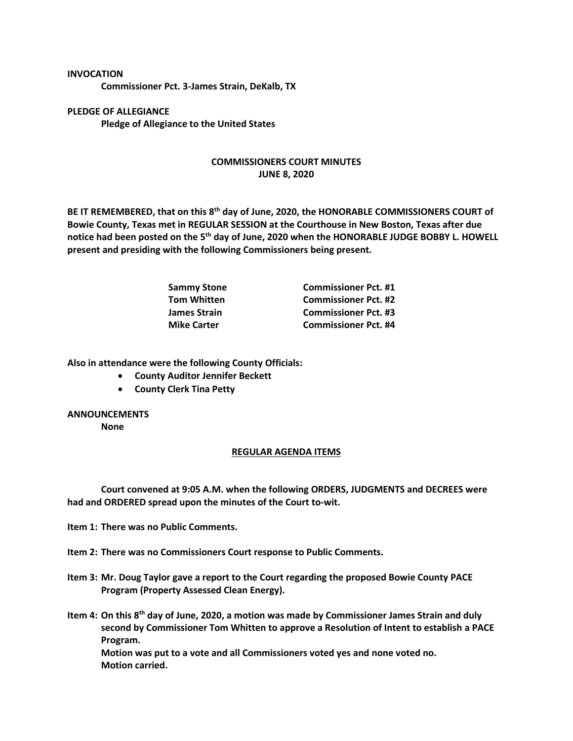**INVOCATION**

**Commissioner Pct. 3-James Strain, DeKalb, TX**

**PLEDGE OF ALLEGIANCE**

**Pledge of Allegiance to the United States**

## COMMISSIONERS COURT MINUTES
## JUNE 8, 2020

**BE IT REMEMBERED, that on this 8th day of June, 2020, the HONORABLE COMMISSIONERS COURT of Bowie County, Texas met in REGULAR SESSION at the Courthouse in New Boston, Texas after due notice had been posted on the 5th day of June, 2020 when the HONORABLE JUDGE BOBBY L. HOWELL present and presiding with the following Commissioners being present.**

| | |
|---|---|
| **Sammy Stone** | **Commissioner Pct. #1** |
| **Tom Whitten** | **Commissioner Pct. #2** |
| **James Strain** | **Commissioner Pct. #3** |
| **Mike Carter** | **Commissioner Pct. #4** |

**Also in attendance were the following County Officials:**

- **County Auditor Jennifer Beckett**
- **County Clerk Tina Petty**

**ANNOUNCEMENTS**

**None**

**REGULAR AGENDA ITEMS**

**Court convened at 9:05 A.M. when the following ORDERS, JUDGMENTS and DECREES were had and ORDERED spread upon the minutes of the Court to-wit.**

**Item 1: There was no Public Comments.**

**Item 2: There was no Commissioners Court response to Public Comments.**

**Item 3: Mr. Doug Taylor gave a report to the Court regarding the proposed Bowie County PACE Program (Property Assessed Clean Energy).**

**Item 4: On this 8th day of June, 2020, a motion was made by Commissioner James Strain and duly second by Commissioner Tom Whitten to approve a Resolution of Intent to establish a PACE Program.**
**Motion was put to a vote and all Commissioners voted yes and none voted no.**
**Motion carried.**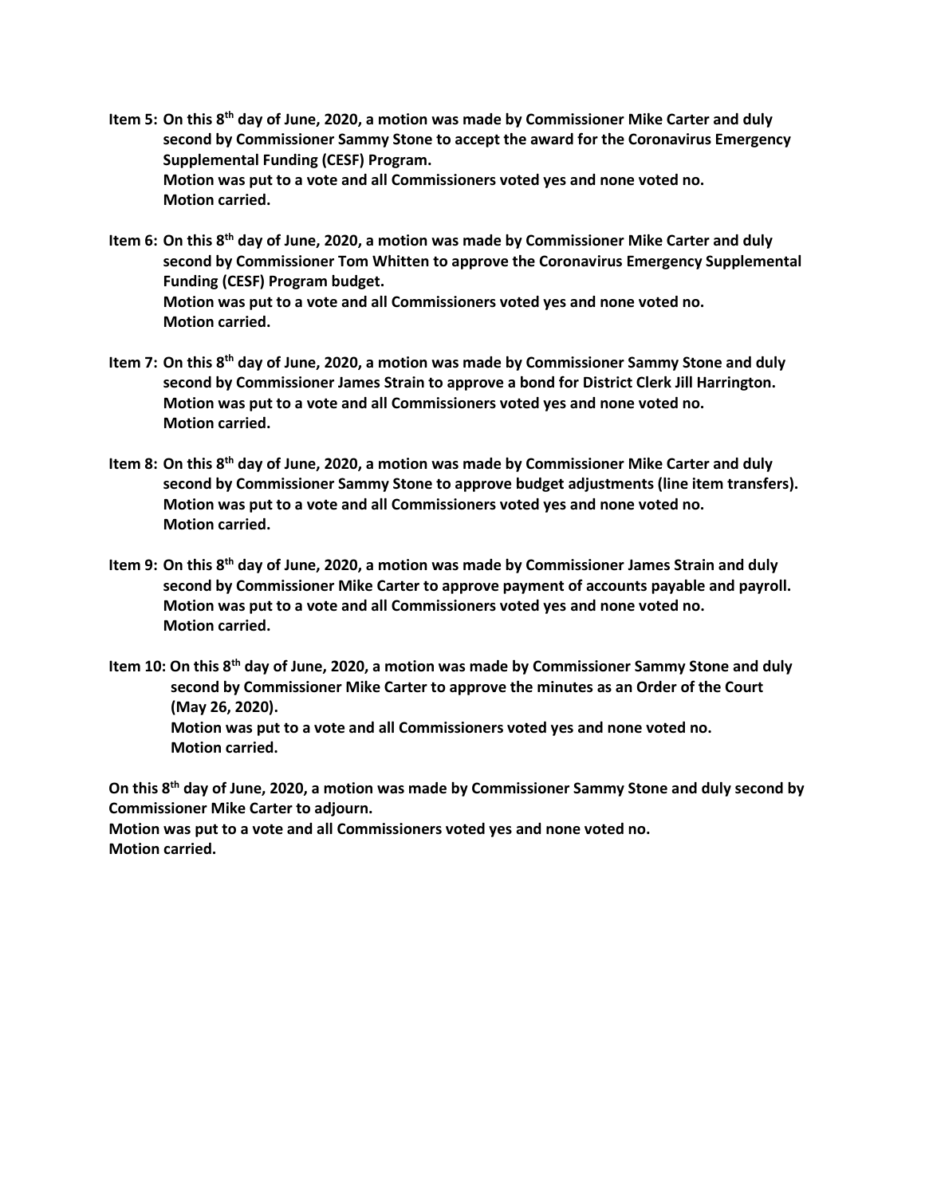**Item 5: On this 8th day of June, 2020, a motion was made by Commissioner Mike Carter and duly second by Commissioner Sammy Stone to accept the award for the Coronavirus Emergency Supplemental Funding (CESF) Program.**
**Motion was put to a vote and all Commissioners voted yes and none voted no.**
**Motion carried.**

**Item 6: On this 8th day of June, 2020, a motion was made by Commissioner Mike Carter and duly second by Commissioner Tom Whitten to approve the Coronavirus Emergency Supplemental Funding (CESF) Program budget.**
**Motion was put to a vote and all Commissioners voted yes and none voted no.**
**Motion carried.**

**Item 7: On this 8th day of June, 2020, a motion was made by Commissioner Sammy Stone and duly second by Commissioner James Strain to approve a bond for District Clerk Jill Harrington.**
**Motion was put to a vote and all Commissioners voted yes and none voted no.**
**Motion carried.**

**Item 8: On this 8th day of June, 2020, a motion was made by Commissioner Mike Carter and duly second by Commissioner Sammy Stone to approve budget adjustments (line item transfers).**
**Motion was put to a vote and all Commissioners voted yes and none voted no.**
**Motion carried.**

**Item 9: On this 8th day of June, 2020, a motion was made by Commissioner James Strain and duly second by Commissioner Mike Carter to approve payment of accounts payable and payroll.**
**Motion was put to a vote and all Commissioners voted yes and none voted no.**
**Motion carried.**

**Item 10: On this 8th day of June, 2020, a motion was made by Commissioner Sammy Stone and duly second by Commissioner Mike Carter to approve the minutes as an Order of the Court (May 26, 2020).**
**Motion was put to a vote and all Commissioners voted yes and none voted no.**
**Motion carried.**

**On this 8th day of June, 2020, a motion was made by Commissioner Sammy Stone and duly second by Commissioner Mike Carter to adjourn.**
**Motion was put to a vote and all Commissioners voted yes and none voted no.**
**Motion carried.**